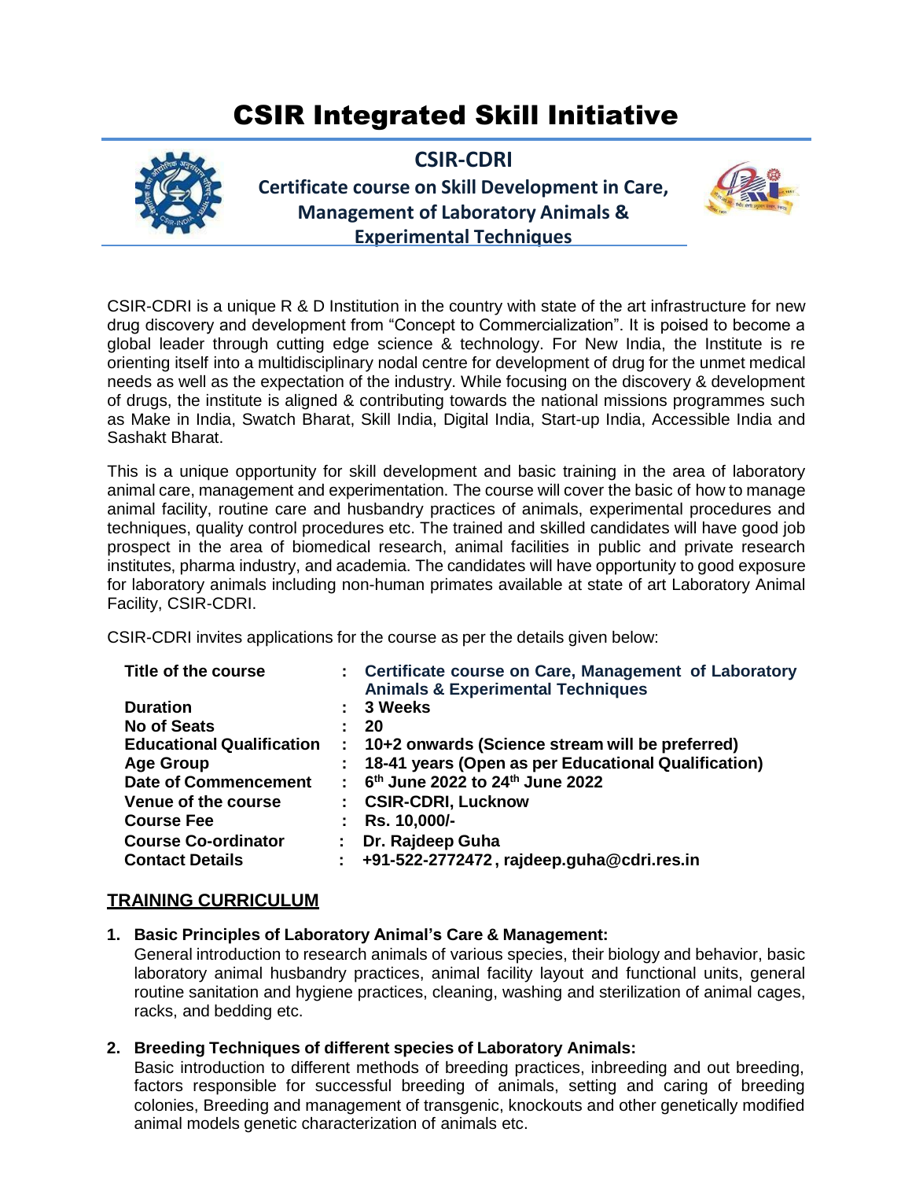# CSIR Integrated Skill Initiative

## CSIR-CDRI

### Certificate course on Skill Development in Care, Management of Laboratory Animals & Experimental Techniques

CSIR-CDRI is a unique R & D Institution in the country with state of the art infrastructure for new drug discovery and development from "Concept to Commercialization". It is poised to become a global leader through cutting edge science & technology. For New India, the Institute is re orienting itself into a multidisciplinary nodal centre for development of drug for the unmet medical needs as well as the expectation of the industry. While focusing on the discovery & development of drugs, the institute is aligned & contributing towards the national missions programmes such as Make in India, Swatch Bharat, Skill India, Digital India, Start-up India, Accessible India and Sashakt Bharat.

This is a unique opportunity for skill development and basic training in the area of laboratory animal care, management and experimentation. The course will cover the basic of how to manage animal facility, routine care and husbandry practices of animals, experimental procedures and techniques, quality control procedures etc. The trained and skilled candidates will have good job prospect in the area of biomedical research, animal facilities in public and private research institutes, pharma industry, and academia. The candidates will have opportunity to good exposure for laboratory animals including non-human primates available at state of art Laboratory Animal Facility, CSIR-CDRI.

CSIR-CDRI invites applications for the course as per the details given below:

| | | |
|---|---|---|
| **Title of the course** | : | **Certificate course on Care, Management of Laboratory Animals & Experimental Techniques** |
| **Duration** | : | **3 Weeks** |
| **No of Seats** | : | **20** |
| **Educational Qualification** | : | **10+2 onwards (Science stream will be preferred)** |
| **Age Group** | : | **18-41 years (Open as per Educational Qualification)** |
| **Date of Commencement** | : | **6th June 2022 to 24th June 2022** |
| **Venue of the course** | : | **CSIR-CDRI, Lucknow** |
| **Course Fee** | : | **Rs. 10,000/-** |
| **Course Co-ordinator** | : | **Dr. Rajdeep Guha** |
| **Contact Details** | : | **+91-522-2772472 , rajdeep.guha@cdri.res.in** |

## TRAINING CURRICULUM

1. **Basic Principles of Laboratory Animal's Care & Management:**
   General introduction to research animals of various species, their biology and behavior, basic laboratory animal husbandry practices, animal facility layout and functional units, general routine sanitation and hygiene practices, cleaning, washing and sterilization of animal cages, racks, and bedding etc.

2. **Breeding Techniques of different species of Laboratory Animals:**
   Basic introduction to different methods of breeding practices, inbreeding and out breeding, factors responsible for successful breeding of animals, setting and caring of breeding colonies, Breeding and management of transgenic, knockouts and other genetically modified animal models genetic characterization of animals etc.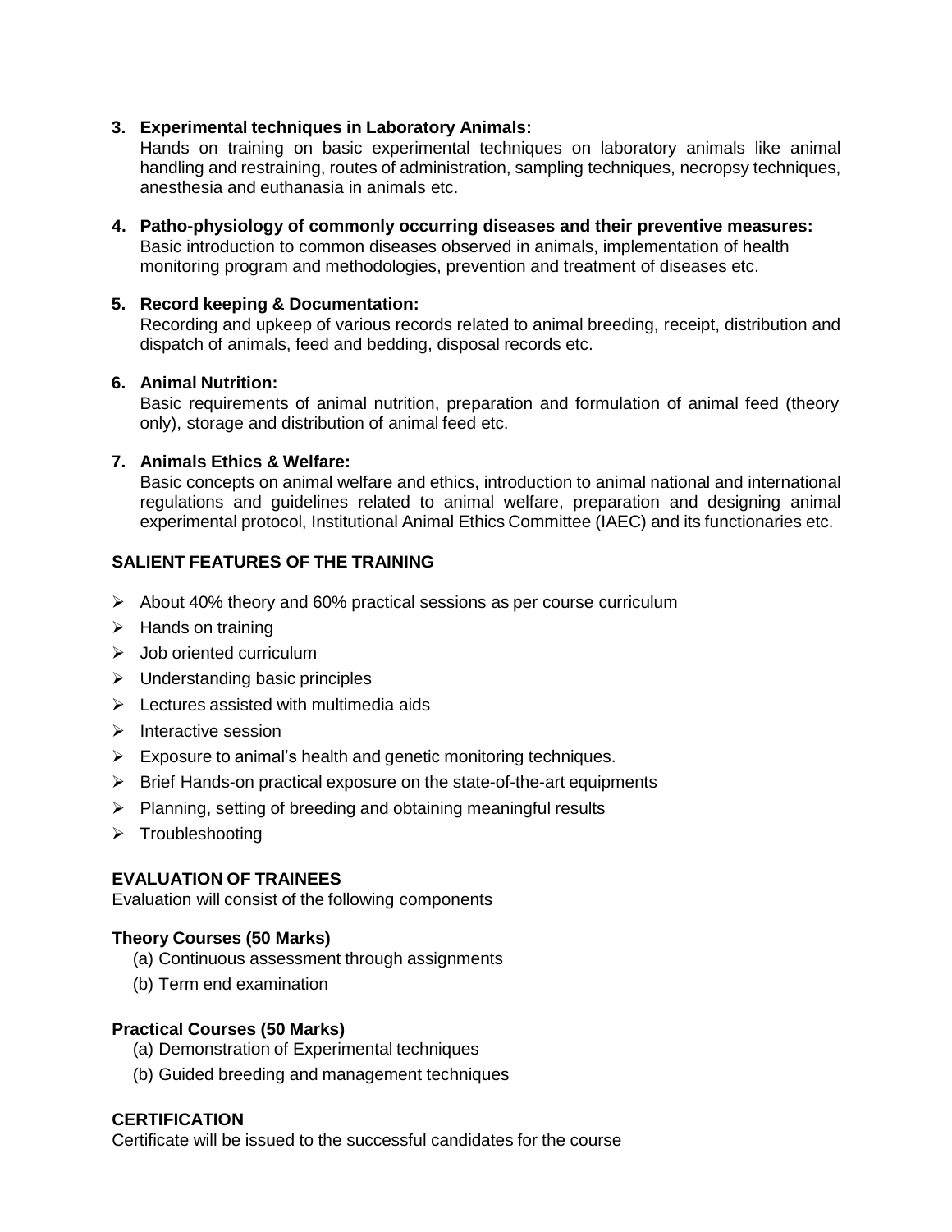3. **Experimental techniques in Laboratory Animals:**
   Hands on training on basic experimental techniques on laboratory animals like animal handling and restraining, routes of administration, sampling techniques, necropsy techniques, anesthesia and euthanasia in animals etc.

4. **Patho-physiology of commonly occurring diseases and their preventive measures:**
   Basic introduction to common diseases observed in animals, implementation of health monitoring program and methodologies, prevention and treatment of diseases etc.

5. **Record keeping & Documentation:**
   Recording and upkeep of various records related to animal breeding, receipt, distribution and dispatch of animals, feed and bedding, disposal records etc.

6. **Animal Nutrition:**
   Basic requirements of animal nutrition, preparation and formulation of animal feed (theory only), storage and distribution of animal feed etc.

7. **Animals Ethics & Welfare:**
   Basic concepts on animal welfare and ethics, introduction to animal national and international regulations and guidelines related to animal welfare, preparation and designing animal experimental protocol, Institutional Animal Ethics Committee (IAEC) and its functionaries etc.

## SALIENT FEATURES OF THE TRAINING

- About 40% theory and 60% practical sessions as per course curriculum
- Hands on training
- Job oriented curriculum
- Understanding basic principles
- Lectures assisted with multimedia aids
- Interactive session
- Exposure to animal's health and genetic monitoring techniques.
- Brief Hands-on practical exposure on the state-of-the-art equipments
- Planning, setting of breeding and obtaining meaningful results
- Troubleshooting

## EVALUATION OF TRAINEES

Evaluation will consist of the following components

### Theory Courses (50 Marks)

(a) Continuous assessment through assignments
(b) Term end examination

### Practical Courses (50 Marks)

(a) Demonstration of Experimental techniques
(b) Guided breeding and management techniques

## CERTIFICATION

Certificate will be issued to the successful candidates for the course